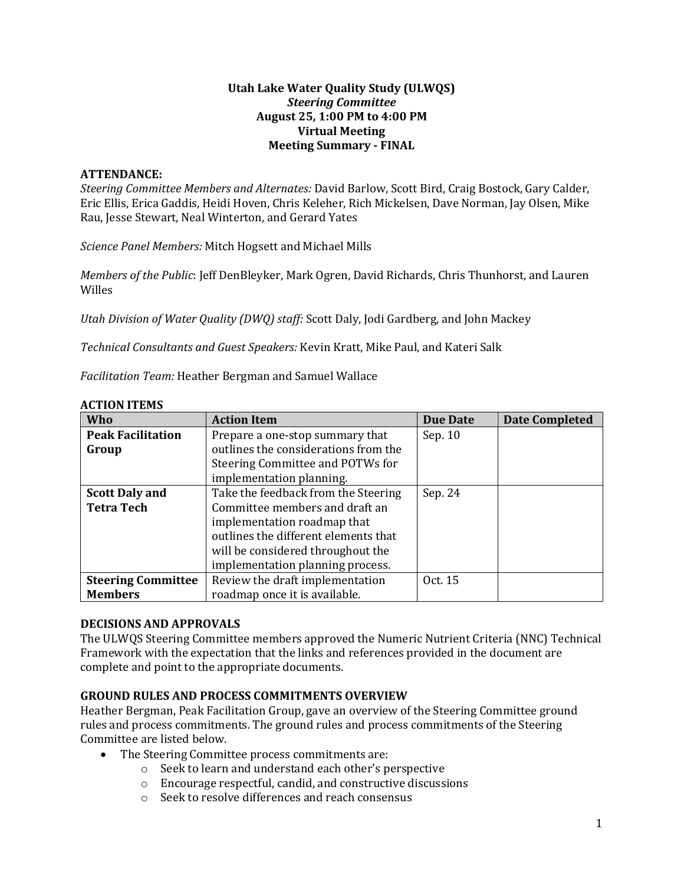**Utah Lake Water Quality Study (ULWQS)**
***Steering Committee***
**August 25, 1:00 PM to 4:00 PM**
**Virtual Meeting**
**Meeting Summary - FINAL**

## ATTENDANCE:

*Steering Committee Members and Alternates:* David Barlow, Scott Bird, Craig Bostock, Gary Calder, Eric Ellis, Erica Gaddis, Heidi Hoven, Chris Keleher, Rich Mickelsen, Dave Norman, Jay Olsen, Mike Rau, Jesse Stewart, Neal Winterton, and Gerard Yates

*Science Panel Members:* Mitch Hogsett and Michael Mills

*Members of the Public*: Jeff DenBleyker, Mark Ogren, David Richards, Chris Thunhorst, and Lauren Willes

*Utah Division of Water Quality (DWQ) staff:* Scott Daly, Jodi Gardberg, and John Mackey

*Technical Consultants and Guest Speakers:* Kevin Kratt, Mike Paul, and Kateri Salk

*Facilitation Team:* Heather Bergman and Samuel Wallace

## ACTION ITEMS

| Who | Action Item | Due Date | Date Completed |
|---|---|---|---|
| **Peak Facilitation Group** | Prepare a one-stop summary that outlines the considerations from the Steering Committee and POTWs for implementation planning. | Sep. 10 | |
| **Scott Daly and Tetra Tech** | Take the feedback from the Steering Committee members and draft an implementation roadmap that outlines the different elements that will be considered throughout the implementation planning process. | Sep. 24 | |
| **Steering Committee Members** | Review the draft implementation roadmap once it is available. | Oct. 15 | |

## DECISIONS AND APPROVALS

The ULWQS Steering Committee members approved the Numeric Nutrient Criteria (NNC) Technical Framework with the expectation that the links and references provided in the document are complete and point to the appropriate documents.

## GROUND RULES AND PROCESS COMMITMENTS OVERVIEW

Heather Bergman, Peak Facilitation Group, gave an overview of the Steering Committee ground rules and process commitments. The ground rules and process commitments of the Steering Committee are listed below.

- The Steering Committee process commitments are:
  - Seek to learn and understand each other's perspective
  - Encourage respectful, candid, and constructive discussions
  - Seek to resolve differences and reach consensus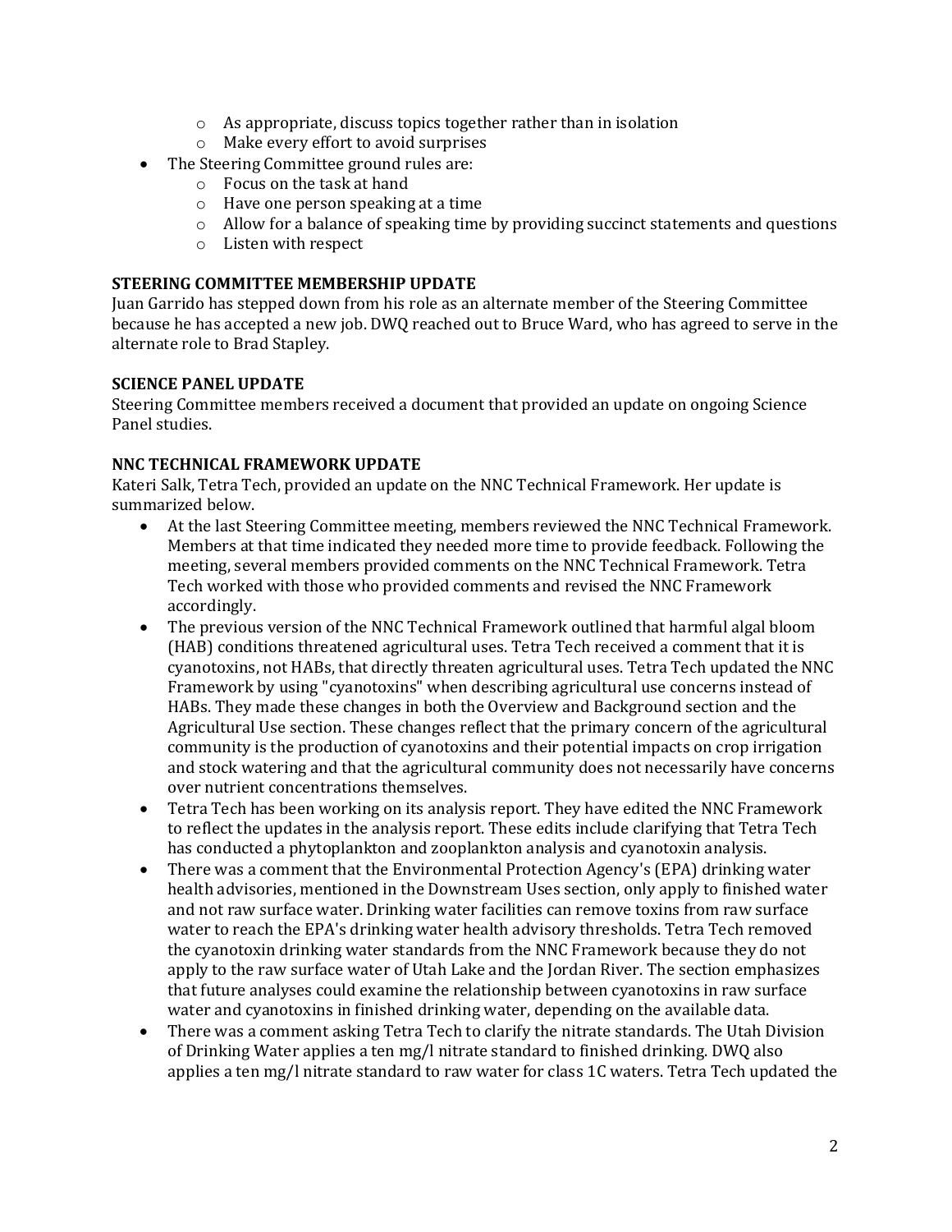- As appropriate, discuss topics together rather than in isolation
  - Make every effort to avoid surprises
- The Steering Committee ground rules are:
  - Focus on the task at hand
  - Have one person speaking at a time
  - Allow for a balance of speaking time by providing succinct statements and questions
  - Listen with respect

**STEERING COMMITTEE MEMBERSHIP UPDATE**

Juan Garrido has stepped down from his role as an alternate member of the Steering Committee because he has accepted a new job. DWQ reached out to Bruce Ward, who has agreed to serve in the alternate role to Brad Stapley.

**SCIENCE PANEL UPDATE**

Steering Committee members received a document that provided an update on ongoing Science Panel studies.

**NNC TECHNICAL FRAMEWORK UPDATE**

Kateri Salk, Tetra Tech, provided an update on the NNC Technical Framework. Her update is summarized below.

- At the last Steering Committee meeting, members reviewed the NNC Technical Framework. Members at that time indicated they needed more time to provide feedback. Following the meeting, several members provided comments on the NNC Technical Framework. Tetra Tech worked with those who provided comments and revised the NNC Framework accordingly.
- The previous version of the NNC Technical Framework outlined that harmful algal bloom (HAB) conditions threatened agricultural uses. Tetra Tech received a comment that it is cyanotoxins, not HABs, that directly threaten agricultural uses. Tetra Tech updated the NNC Framework by using "cyanotoxins" when describing agricultural use concerns instead of HABs. They made these changes in both the Overview and Background section and the Agricultural Use section. These changes reflect that the primary concern of the agricultural community is the production of cyanotoxins and their potential impacts on crop irrigation and stock watering and that the agricultural community does not necessarily have concerns over nutrient concentrations themselves.
- Tetra Tech has been working on its analysis report. They have edited the NNC Framework to reflect the updates in the analysis report. These edits include clarifying that Tetra Tech has conducted a phytoplankton and zooplankton analysis and cyanotoxin analysis.
- There was a comment that the Environmental Protection Agency's (EPA) drinking water health advisories, mentioned in the Downstream Uses section, only apply to finished water and not raw surface water. Drinking water facilities can remove toxins from raw surface water to reach the EPA's drinking water health advisory thresholds. Tetra Tech removed the cyanotoxin drinking water standards from the NNC Framework because they do not apply to the raw surface water of Utah Lake and the Jordan River. The section emphasizes that future analyses could examine the relationship between cyanotoxins in raw surface water and cyanotoxins in finished drinking water, depending on the available data.
- There was a comment asking Tetra Tech to clarify the nitrate standards. The Utah Division of Drinking Water applies a ten mg/l nitrate standard to finished drinking. DWQ also applies a ten mg/l nitrate standard to raw water for class 1C waters. Tetra Tech updated the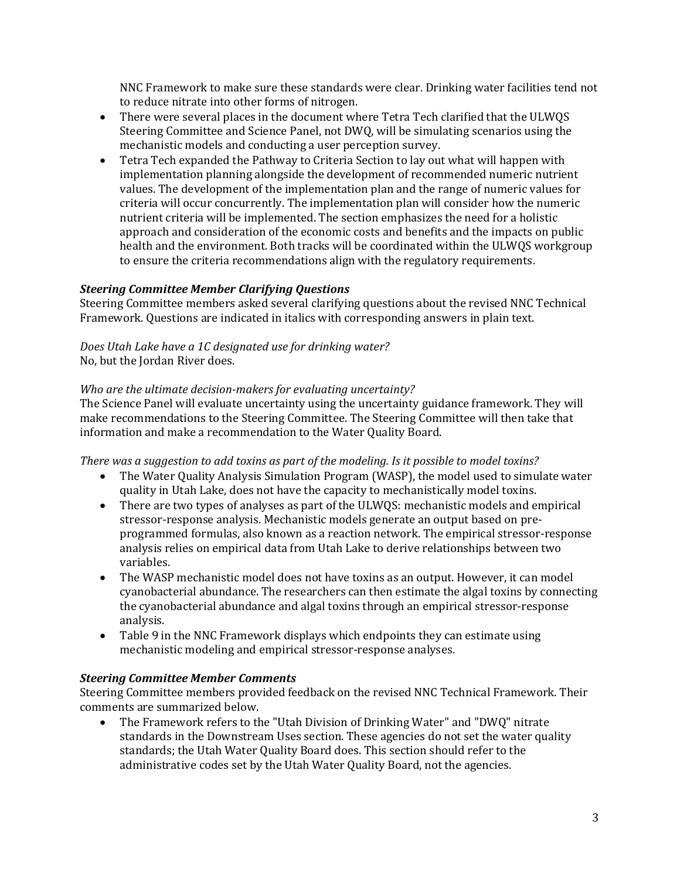NNC Framework to make sure these standards were clear. Drinking water facilities tend not to reduce nitrate into other forms of nitrogen.

- There were several places in the document where Tetra Tech clarified that the ULWQS Steering Committee and Science Panel, not DWQ, will be simulating scenarios using the mechanistic models and conducting a user perception survey.
- Tetra Tech expanded the Pathway to Criteria Section to lay out what will happen with implementation planning alongside the development of recommended numeric nutrient values. The development of the implementation plan and the range of numeric values for criteria will occur concurrently. The implementation plan will consider how the numeric nutrient criteria will be implemented. The section emphasizes the need for a holistic approach and consideration of the economic costs and benefits and the impacts on public health and the environment. Both tracks will be coordinated within the ULWQS workgroup to ensure the criteria recommendations align with the regulatory requirements.

***Steering Committee Member Clarifying Questions***

Steering Committee members asked several clarifying questions about the revised NNC Technical Framework. Questions are indicated in italics with corresponding answers in plain text.

*Does Utah Lake have a 1C designated use for drinking water?*
No, but the Jordan River does.

*Who are the ultimate decision-makers for evaluating uncertainty?*
The Science Panel will evaluate uncertainty using the uncertainty guidance framework. They will make recommendations to the Steering Committee. The Steering Committee will then take that information and make a recommendation to the Water Quality Board.

*There was a suggestion to add toxins as part of the modeling. Is it possible to model toxins?*

- The Water Quality Analysis Simulation Program (WASP), the model used to simulate water quality in Utah Lake, does not have the capacity to mechanistically model toxins.
- There are two types of analyses as part of the ULWQS: mechanistic models and empirical stressor-response analysis. Mechanistic models generate an output based on pre-programmed formulas, also known as a reaction network. The empirical stressor-response analysis relies on empirical data from Utah Lake to derive relationships between two variables.
- The WASP mechanistic model does not have toxins as an output. However, it can model cyanobacterial abundance. The researchers can then estimate the algal toxins by connecting the cyanobacterial abundance and algal toxins through an empirical stressor-response analysis.
- Table 9 in the NNC Framework displays which endpoints they can estimate using mechanistic modeling and empirical stressor-response analyses.

***Steering Committee Member Comments***

Steering Committee members provided feedback on the revised NNC Technical Framework. Their comments are summarized below.

- The Framework refers to the "Utah Division of Drinking Water" and "DWQ" nitrate standards in the Downstream Uses section. These agencies do not set the water quality standards; the Utah Water Quality Board does. This section should refer to the administrative codes set by the Utah Water Quality Board, not the agencies.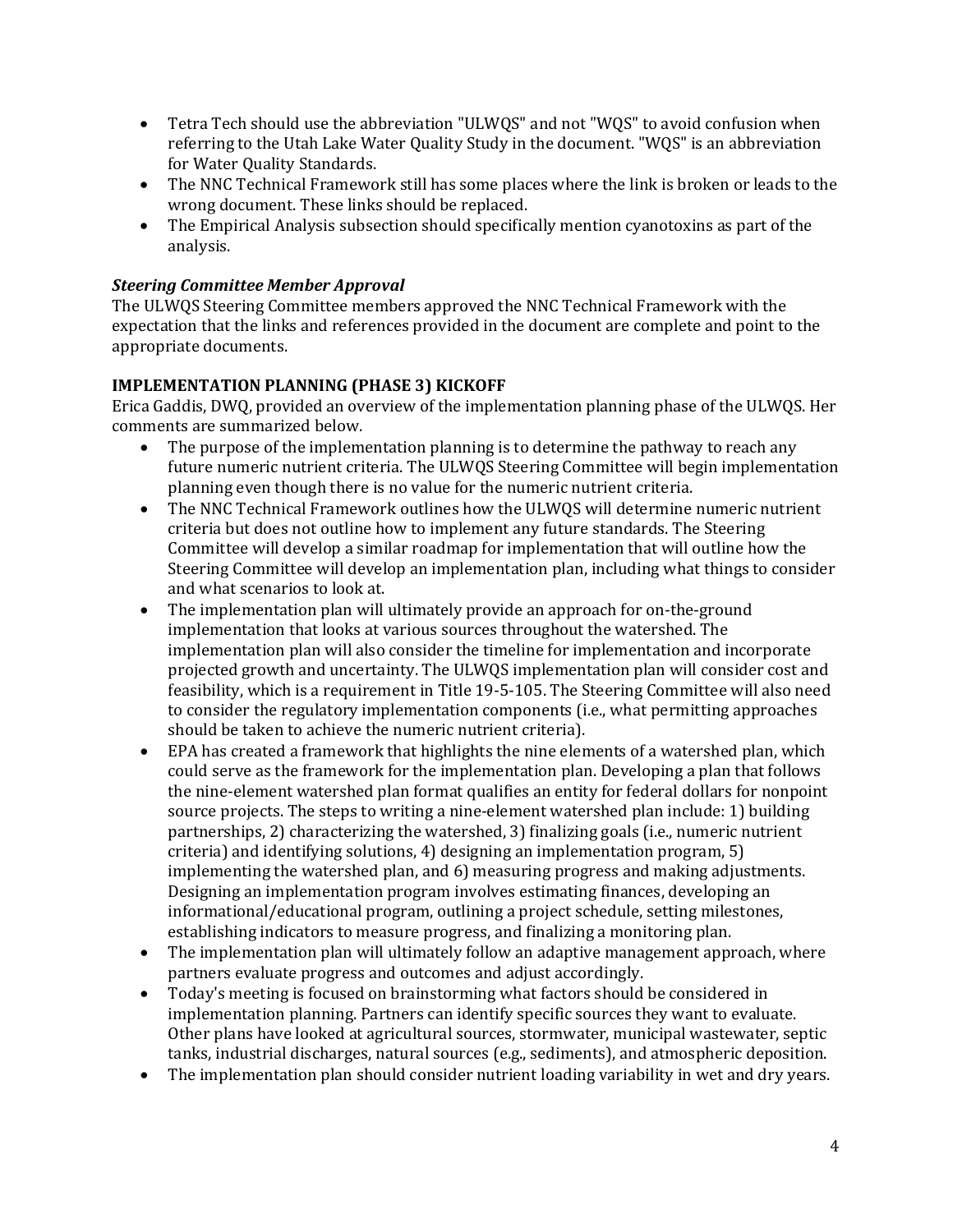- Tetra Tech should use the abbreviation "ULWQS" and not "WQS" to avoid confusion when referring to the Utah Lake Water Quality Study in the document. "WQS" is an abbreviation for Water Quality Standards.
- The NNC Technical Framework still has some places where the link is broken or leads to the wrong document. These links should be replaced.
- The Empirical Analysis subsection should specifically mention cyanotoxins as part of the analysis.

***Steering Committee Member Approval***

The ULWQS Steering Committee members approved the NNC Technical Framework with the expectation that the links and references provided in the document are complete and point to the appropriate documents.

**IMPLEMENTATION PLANNING (PHASE 3) KICKOFF**

Erica Gaddis, DWQ, provided an overview of the implementation planning phase of the ULWQS. Her comments are summarized below.

- The purpose of the implementation planning is to determine the pathway to reach any future numeric nutrient criteria. The ULWQS Steering Committee will begin implementation planning even though there is no value for the numeric nutrient criteria.
- The NNC Technical Framework outlines how the ULWQS will determine numeric nutrient criteria but does not outline how to implement any future standards. The Steering Committee will develop a similar roadmap for implementation that will outline how the Steering Committee will develop an implementation plan, including what things to consider and what scenarios to look at.
- The implementation plan will ultimately provide an approach for on-the-ground implementation that looks at various sources throughout the watershed. The implementation plan will also consider the timeline for implementation and incorporate projected growth and uncertainty. The ULWQS implementation plan will consider cost and feasibility, which is a requirement in Title 19-5-105. The Steering Committee will also need to consider the regulatory implementation components (i.e., what permitting approaches should be taken to achieve the numeric nutrient criteria).
- EPA has created a framework that highlights the nine elements of a watershed plan, which could serve as the framework for the implementation plan. Developing a plan that follows the nine-element watershed plan format qualifies an entity for federal dollars for nonpoint source projects. The steps to writing a nine-element watershed plan include: 1) building partnerships, 2) characterizing the watershed, 3) finalizing goals (i.e., numeric nutrient criteria) and identifying solutions, 4) designing an implementation program, 5) implementing the watershed plan, and 6) measuring progress and making adjustments. Designing an implementation program involves estimating finances, developing an informational/educational program, outlining a project schedule, setting milestones, establishing indicators to measure progress, and finalizing a monitoring plan.
- The implementation plan will ultimately follow an adaptive management approach, where partners evaluate progress and outcomes and adjust accordingly.
- Today's meeting is focused on brainstorming what factors should be considered in implementation planning. Partners can identify specific sources they want to evaluate. Other plans have looked at agricultural sources, stormwater, municipal wastewater, septic tanks, industrial discharges, natural sources (e.g., sediments), and atmospheric deposition.
- The implementation plan should consider nutrient loading variability in wet and dry years.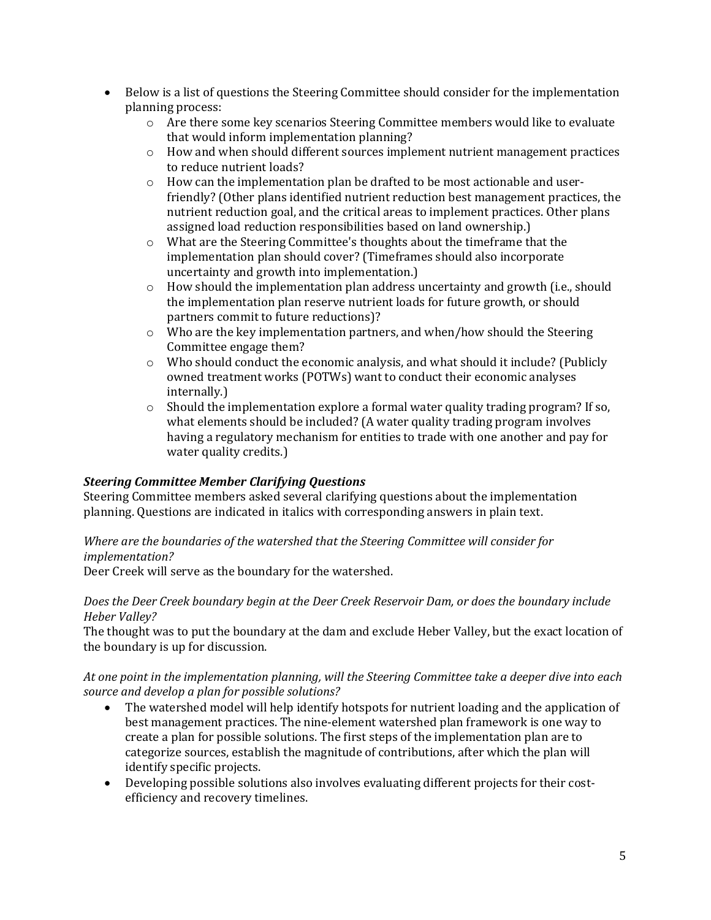- Below is a list of questions the Steering Committee should consider for the implementation planning process:
    - Are there some key scenarios Steering Committee members would like to evaluate that would inform implementation planning?
    - How and when should different sources implement nutrient management practices to reduce nutrient loads?
    - How can the implementation plan be drafted to be most actionable and user-friendly? (Other plans identified nutrient reduction best management practices, the nutrient reduction goal, and the critical areas to implement practices. Other plans assigned load reduction responsibilities based on land ownership.)
    - What are the Steering Committee's thoughts about the timeframe that the implementation plan should cover? (Timeframes should also incorporate uncertainty and growth into implementation.)
    - How should the implementation plan address uncertainty and growth (i.e., should the implementation plan reserve nutrient loads for future growth, or should partners commit to future reductions)?
    - Who are the key implementation partners, and when/how should the Steering Committee engage them?
    - Who should conduct the economic analysis, and what should it include? (Publicly owned treatment works (POTWs) want to conduct their economic analyses internally.)
    - Should the implementation explore a formal water quality trading program? If so, what elements should be included? (A water quality trading program involves having a regulatory mechanism for entities to trade with one another and pay for water quality credits.)

***Steering Committee Member Clarifying Questions***

Steering Committee members asked several clarifying questions about the implementation planning. Questions are indicated in italics with corresponding answers in plain text.

*Where are the boundaries of the watershed that the Steering Committee will consider for implementation?*

Deer Creek will serve as the boundary for the watershed.

*Does the Deer Creek boundary begin at the Deer Creek Reservoir Dam, or does the boundary include Heber Valley?*

The thought was to put the boundary at the dam and exclude Heber Valley, but the exact location of the boundary is up for discussion.

*At one point in the implementation planning, will the Steering Committee take a deeper dive into each source and develop a plan for possible solutions?*

- The watershed model will help identify hotspots for nutrient loading and the application of best management practices. The nine-element watershed plan framework is one way to create a plan for possible solutions. The first steps of the implementation plan are to categorize sources, establish the magnitude of contributions, after which the plan will identify specific projects.
- Developing possible solutions also involves evaluating different projects for their cost-efficiency and recovery timelines.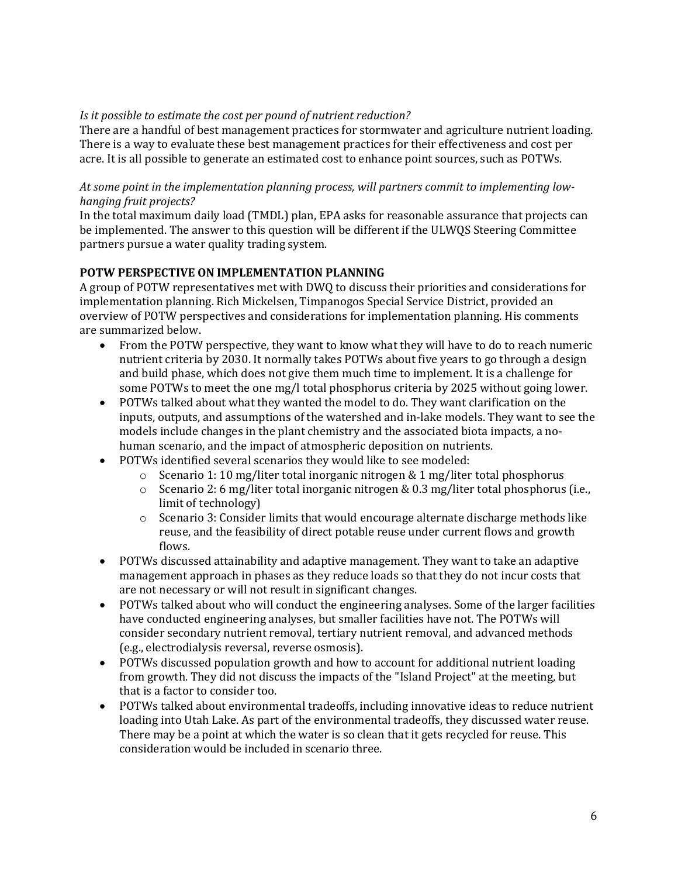*Is it possible to estimate the cost per pound of nutrient reduction?*

There are a handful of best management practices for stormwater and agriculture nutrient loading. There is a way to evaluate these best management practices for their effectiveness and cost per acre. It is all possible to generate an estimated cost to enhance point sources, such as POTWs.

*At some point in the implementation planning process, will partners commit to implementing low-hanging fruit projects?*

In the total maximum daily load (TMDL) plan, EPA asks for reasonable assurance that projects can be implemented. The answer to this question will be different if the ULWQS Steering Committee partners pursue a water quality trading system.

**POTW PERSPECTIVE ON IMPLEMENTATION PLANNING**

A group of POTW representatives met with DWQ to discuss their priorities and considerations for implementation planning. Rich Mickelsen, Timpanogos Special Service District, provided an overview of POTW perspectives and considerations for implementation planning. His comments are summarized below.

- From the POTW perspective, they want to know what they will have to do to reach numeric nutrient criteria by 2030. It normally takes POTWs about five years to go through a design and build phase, which does not give them much time to implement. It is a challenge for some POTWs to meet the one mg/l total phosphorus criteria by 2025 without going lower.
- POTWs talked about what they wanted the model to do. They want clarification on the inputs, outputs, and assumptions of the watershed and in-lake models. They want to see the models include changes in the plant chemistry and the associated biota impacts, a no-human scenario, and the impact of atmospheric deposition on nutrients.
- POTWs identified several scenarios they would like to see modeled:
  - Scenario 1: 10 mg/liter total inorganic nitrogen & 1 mg/liter total phosphorus
  - Scenario 2: 6 mg/liter total inorganic nitrogen & 0.3 mg/liter total phosphorus (i.e., limit of technology)
  - Scenario 3: Consider limits that would encourage alternate discharge methods like reuse, and the feasibility of direct potable reuse under current flows and growth flows.
- POTWs discussed attainability and adaptive management. They want to take an adaptive management approach in phases as they reduce loads so that they do not incur costs that are not necessary or will not result in significant changes.
- POTWs talked about who will conduct the engineering analyses. Some of the larger facilities have conducted engineering analyses, but smaller facilities have not. The POTWs will consider secondary nutrient removal, tertiary nutrient removal, and advanced methods (e.g., electrodialysis reversal, reverse osmosis).
- POTWs discussed population growth and how to account for additional nutrient loading from growth. They did not discuss the impacts of the "Island Project" at the meeting, but that is a factor to consider too.
- POTWs talked about environmental tradeoffs, including innovative ideas to reduce nutrient loading into Utah Lake. As part of the environmental tradeoffs, they discussed water reuse. There may be a point at which the water is so clean that it gets recycled for reuse. This consideration would be included in scenario three.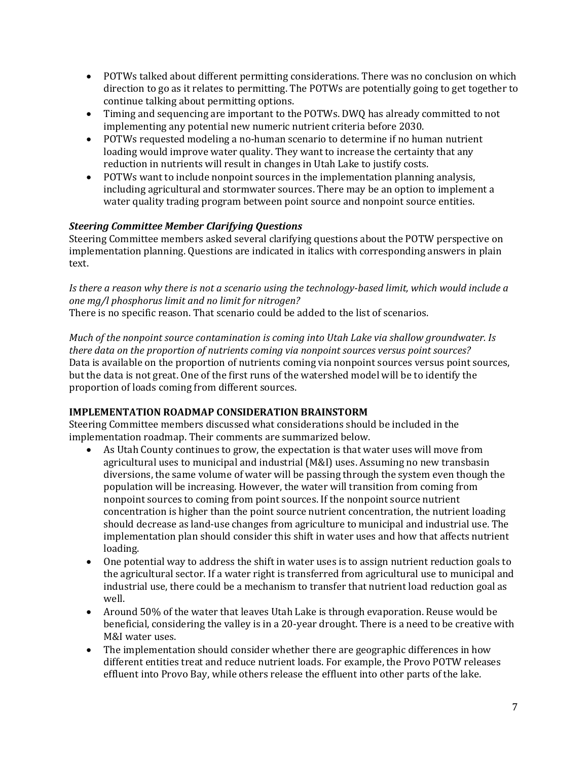- POTWs talked about different permitting considerations. There was no conclusion on which direction to go as it relates to permitting. The POTWs are potentially going to get together to continue talking about permitting options.
- Timing and sequencing are important to the POTWs. DWQ has already committed to not implementing any potential new numeric nutrient criteria before 2030.
- POTWs requested modeling a no-human scenario to determine if no human nutrient loading would improve water quality. They want to increase the certainty that any reduction in nutrients will result in changes in Utah Lake to justify costs.
- POTWs want to include nonpoint sources in the implementation planning analysis, including agricultural and stormwater sources. There may be an option to implement a water quality trading program between point source and nonpoint source entities.

***Steering Committee Member Clarifying Questions***

Steering Committee members asked several clarifying questions about the POTW perspective on implementation planning. Questions are indicated in italics with corresponding answers in plain text.

*Is there a reason why there is not a scenario using the technology-based limit, which would include a one mg/l phosphorus limit and no limit for nitrogen?*
There is no specific reason. That scenario could be added to the list of scenarios.

*Much of the nonpoint source contamination is coming into Utah Lake via shallow groundwater. Is there data on the proportion of nutrients coming via nonpoint sources versus point sources?*
Data is available on the proportion of nutrients coming via nonpoint sources versus point sources, but the data is not great. One of the first runs of the watershed model will be to identify the proportion of loads coming from different sources.

**IMPLEMENTATION ROADMAP CONSIDERATION BRAINSTORM**

Steering Committee members discussed what considerations should be included in the implementation roadmap. Their comments are summarized below.

- As Utah County continues to grow, the expectation is that water uses will move from agricultural uses to municipal and industrial (M&I) uses. Assuming no new transbasin diversions, the same volume of water will be passing through the system even though the population will be increasing. However, the water will transition from coming from nonpoint sources to coming from point sources. If the nonpoint source nutrient concentration is higher than the point source nutrient concentration, the nutrient loading should decrease as land-use changes from agriculture to municipal and industrial use. The implementation plan should consider this shift in water uses and how that affects nutrient loading.
- One potential way to address the shift in water uses is to assign nutrient reduction goals to the agricultural sector. If a water right is transferred from agricultural use to municipal and industrial use, there could be a mechanism to transfer that nutrient load reduction goal as well.
- Around 50% of the water that leaves Utah Lake is through evaporation. Reuse would be beneficial, considering the valley is in a 20-year drought. There is a need to be creative with M&I water uses.
- The implementation should consider whether there are geographic differences in how different entities treat and reduce nutrient loads. For example, the Provo POTW releases effluent into Provo Bay, while others release the effluent into other parts of the lake.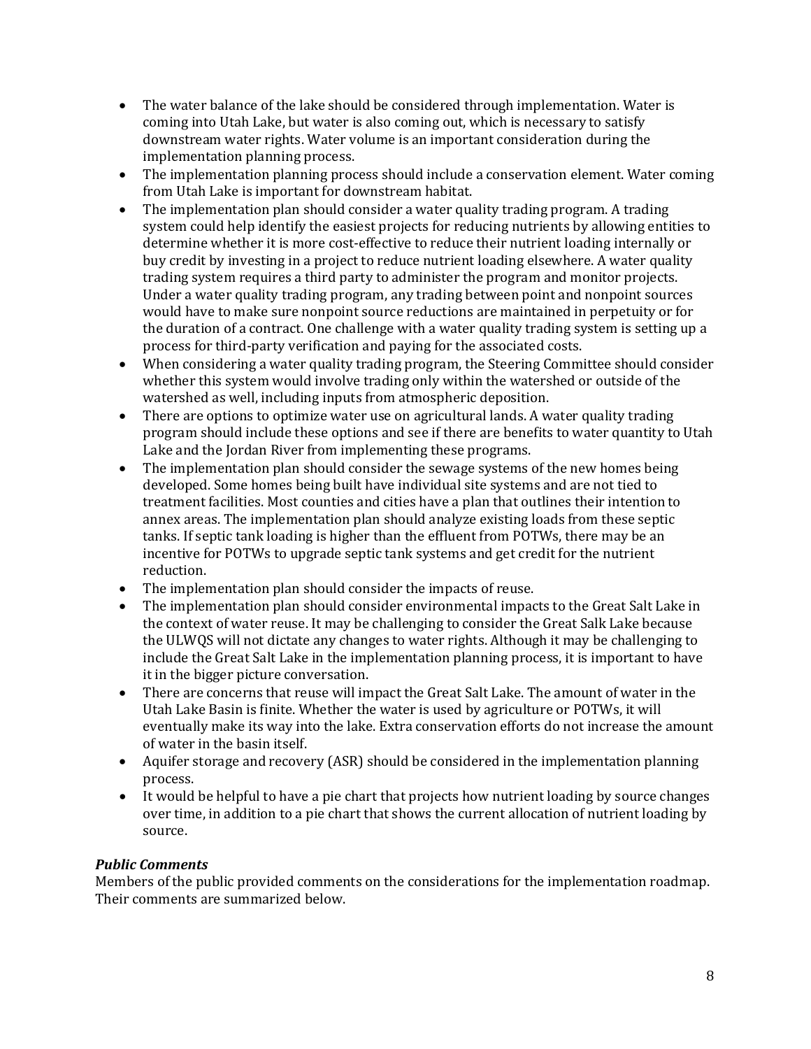- The water balance of the lake should be considered through implementation. Water is coming into Utah Lake, but water is also coming out, which is necessary to satisfy downstream water rights. Water volume is an important consideration during the implementation planning process.
- The implementation planning process should include a conservation element. Water coming from Utah Lake is important for downstream habitat.
- The implementation plan should consider a water quality trading program. A trading system could help identify the easiest projects for reducing nutrients by allowing entities to determine whether it is more cost-effective to reduce their nutrient loading internally or buy credit by investing in a project to reduce nutrient loading elsewhere. A water quality trading system requires a third party to administer the program and monitor projects. Under a water quality trading program, any trading between point and nonpoint sources would have to make sure nonpoint source reductions are maintained in perpetuity or for the duration of a contract. One challenge with a water quality trading system is setting up a process for third-party verification and paying for the associated costs.
- When considering a water quality trading program, the Steering Committee should consider whether this system would involve trading only within the watershed or outside of the watershed as well, including inputs from atmospheric deposition.
- There are options to optimize water use on agricultural lands. A water quality trading program should include these options and see if there are benefits to water quantity to Utah Lake and the Jordan River from implementing these programs.
- The implementation plan should consider the sewage systems of the new homes being developed. Some homes being built have individual site systems and are not tied to treatment facilities. Most counties and cities have a plan that outlines their intention to annex areas. The implementation plan should analyze existing loads from these septic tanks. If septic tank loading is higher than the effluent from POTWs, there may be an incentive for POTWs to upgrade septic tank systems and get credit for the nutrient reduction.
- The implementation plan should consider the impacts of reuse.
- The implementation plan should consider environmental impacts to the Great Salt Lake in the context of water reuse. It may be challenging to consider the Great Salk Lake because the ULWQS will not dictate any changes to water rights. Although it may be challenging to include the Great Salt Lake in the implementation planning process, it is important to have it in the bigger picture conversation.
- There are concerns that reuse will impact the Great Salt Lake. The amount of water in the Utah Lake Basin is finite. Whether the water is used by agriculture or POTWs, it will eventually make its way into the lake. Extra conservation efforts do not increase the amount of water in the basin itself.
- Aquifer storage and recovery (ASR) should be considered in the implementation planning process.
- It would be helpful to have a pie chart that projects how nutrient loading by source changes over time, in addition to a pie chart that shows the current allocation of nutrient loading by source.

***Public Comments***

Members of the public provided comments on the considerations for the implementation roadmap. Their comments are summarized below.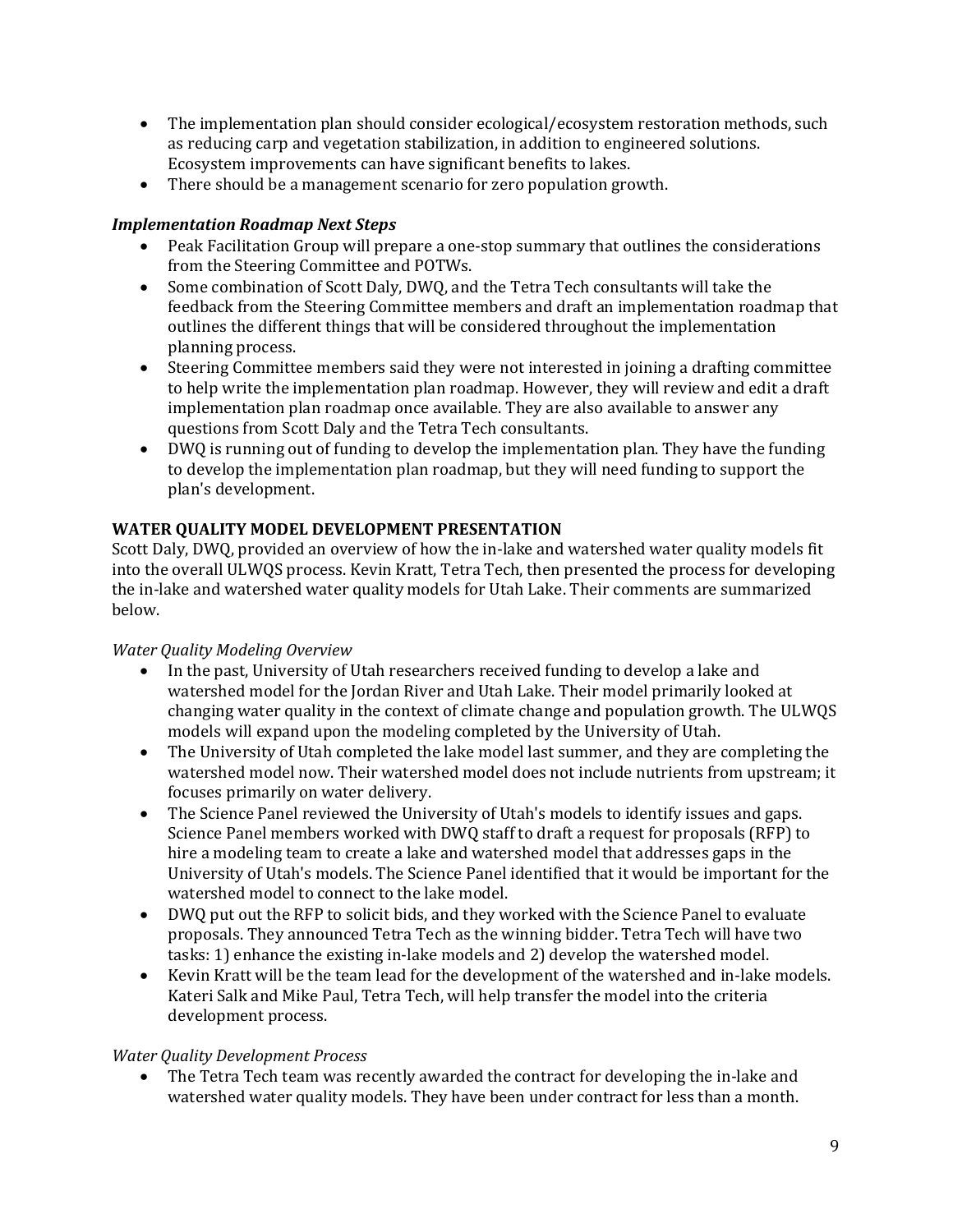- The implementation plan should consider ecological/ecosystem restoration methods, such as reducing carp and vegetation stabilization, in addition to engineered solutions. Ecosystem improvements can have significant benefits to lakes.
- There should be a management scenario for zero population growth.

### *Implementation Roadmap Next Steps*

- Peak Facilitation Group will prepare a one-stop summary that outlines the considerations from the Steering Committee and POTWs.
- Some combination of Scott Daly, DWQ, and the Tetra Tech consultants will take the feedback from the Steering Committee members and draft an implementation roadmap that outlines the different things that will be considered throughout the implementation planning process.
- Steering Committee members said they were not interested in joining a drafting committee to help write the implementation plan roadmap. However, they will review and edit a draft implementation plan roadmap once available. They are also available to answer any questions from Scott Daly and the Tetra Tech consultants.
- DWQ is running out of funding to develop the implementation plan. They have the funding to develop the implementation plan roadmap, but they will need funding to support the plan's development.

## WATER QUALITY MODEL DEVELOPMENT PRESENTATION

Scott Daly, DWQ, provided an overview of how the in-lake and watershed water quality models fit into the overall ULWQS process. Kevin Kratt, Tetra Tech, then presented the process for developing the in-lake and watershed water quality models for Utah Lake. Their comments are summarized below.

*Water Quality Modeling Overview*

- In the past, University of Utah researchers received funding to develop a lake and watershed model for the Jordan River and Utah Lake. Their model primarily looked at changing water quality in the context of climate change and population growth. The ULWQS models will expand upon the modeling completed by the University of Utah.
- The University of Utah completed the lake model last summer, and they are completing the watershed model now. Their watershed model does not include nutrients from upstream; it focuses primarily on water delivery.
- The Science Panel reviewed the University of Utah's models to identify issues and gaps. Science Panel members worked with DWQ staff to draft a request for proposals (RFP) to hire a modeling team to create a lake and watershed model that addresses gaps in the University of Utah's models. The Science Panel identified that it would be important for the watershed model to connect to the lake model.
- DWQ put out the RFP to solicit bids, and they worked with the Science Panel to evaluate proposals. They announced Tetra Tech as the winning bidder. Tetra Tech will have two tasks: 1) enhance the existing in-lake models and 2) develop the watershed model.
- Kevin Kratt will be the team lead for the development of the watershed and in-lake models. Kateri Salk and Mike Paul, Tetra Tech, will help transfer the model into the criteria development process.

*Water Quality Development Process*

- The Tetra Tech team was recently awarded the contract for developing the in-lake and watershed water quality models. They have been under contract for less than a month.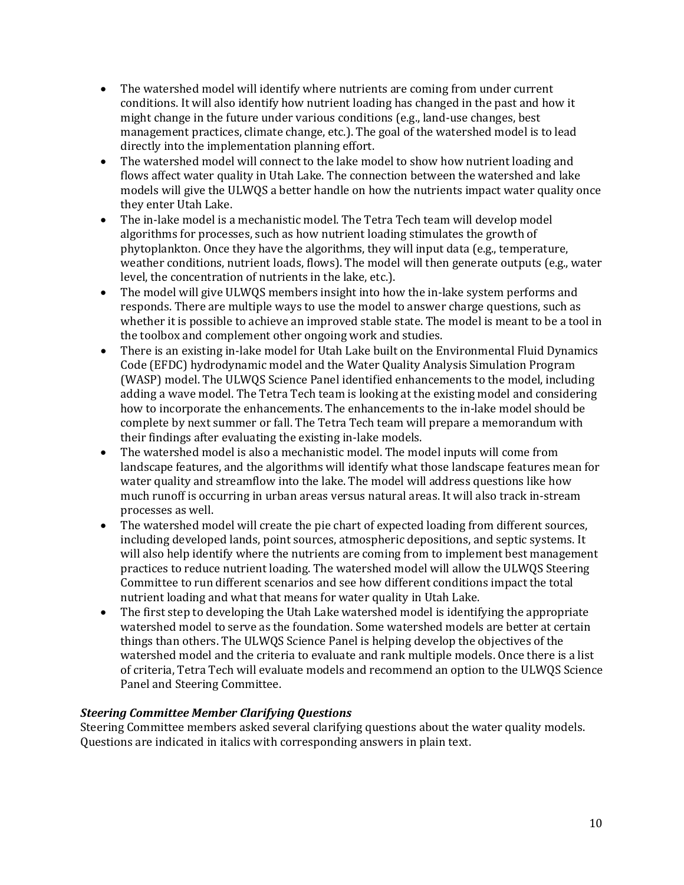- The watershed model will identify where nutrients are coming from under current conditions. It will also identify how nutrient loading has changed in the past and how it might change in the future under various conditions (e.g., land-use changes, best management practices, climate change, etc.). The goal of the watershed model is to lead directly into the implementation planning effort.
- The watershed model will connect to the lake model to show how nutrient loading and flows affect water quality in Utah Lake. The connection between the watershed and lake models will give the ULWQS a better handle on how the nutrients impact water quality once they enter Utah Lake.
- The in-lake model is a mechanistic model. The Tetra Tech team will develop model algorithms for processes, such as how nutrient loading stimulates the growth of phytoplankton. Once they have the algorithms, they will input data (e.g., temperature, weather conditions, nutrient loads, flows). The model will then generate outputs (e.g., water level, the concentration of nutrients in the lake, etc.).
- The model will give ULWQS members insight into how the in-lake system performs and responds. There are multiple ways to use the model to answer charge questions, such as whether it is possible to achieve an improved stable state. The model is meant to be a tool in the toolbox and complement other ongoing work and studies.
- There is an existing in-lake model for Utah Lake built on the Environmental Fluid Dynamics Code (EFDC) hydrodynamic model and the Water Quality Analysis Simulation Program (WASP) model. The ULWQS Science Panel identified enhancements to the model, including adding a wave model. The Tetra Tech team is looking at the existing model and considering how to incorporate the enhancements. The enhancements to the in-lake model should be complete by next summer or fall. The Tetra Tech team will prepare a memorandum with their findings after evaluating the existing in-lake models.
- The watershed model is also a mechanistic model. The model inputs will come from landscape features, and the algorithms will identify what those landscape features mean for water quality and streamflow into the lake. The model will address questions like how much runoff is occurring in urban areas versus natural areas. It will also track in-stream processes as well.
- The watershed model will create the pie chart of expected loading from different sources, including developed lands, point sources, atmospheric depositions, and septic systems. It will also help identify where the nutrients are coming from to implement best management practices to reduce nutrient loading. The watershed model will allow the ULWQS Steering Committee to run different scenarios and see how different conditions impact the total nutrient loading and what that means for water quality in Utah Lake.
- The first step to developing the Utah Lake watershed model is identifying the appropriate watershed model to serve as the foundation. Some watershed models are better at certain things than others. The ULWQS Science Panel is helping develop the objectives of the watershed model and the criteria to evaluate and rank multiple models. Once there is a list of criteria, Tetra Tech will evaluate models and recommend an option to the ULWQS Science Panel and Steering Committee.

### *Steering Committee Member Clarifying Questions*

Steering Committee members asked several clarifying questions about the water quality models. Questions are indicated in italics with corresponding answers in plain text.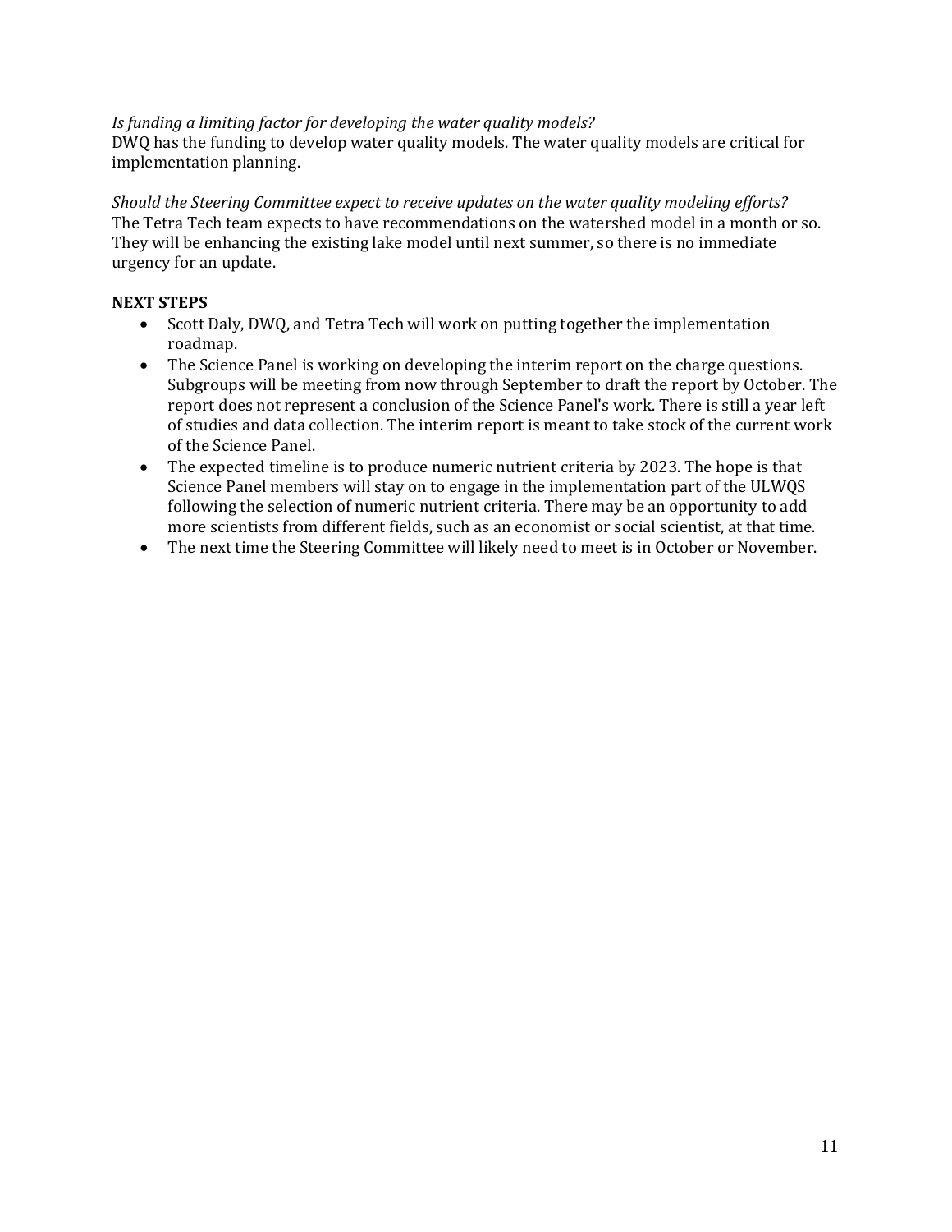*Is funding a limiting factor for developing the water quality models?*
DWQ has the funding to develop water quality models. The water quality models are critical for implementation planning.

*Should the Steering Committee expect to receive updates on the water quality modeling efforts?*
The Tetra Tech team expects to have recommendations on the watershed model in a month or so. They will be enhancing the existing lake model until next summer, so there is no immediate urgency for an update.

**NEXT STEPS**

- Scott Daly, DWQ, and Tetra Tech will work on putting together the implementation roadmap.
- The Science Panel is working on developing the interim report on the charge questions. Subgroups will be meeting from now through September to draft the report by October. The report does not represent a conclusion of the Science Panel's work. There is still a year left of studies and data collection. The interim report is meant to take stock of the current work of the Science Panel.
- The expected timeline is to produce numeric nutrient criteria by 2023. The hope is that Science Panel members will stay on to engage in the implementation part of the ULWQS following the selection of numeric nutrient criteria. There may be an opportunity to add more scientists from different fields, such as an economist or social scientist, at that time.
- The next time the Steering Committee will likely need to meet is in October or November.